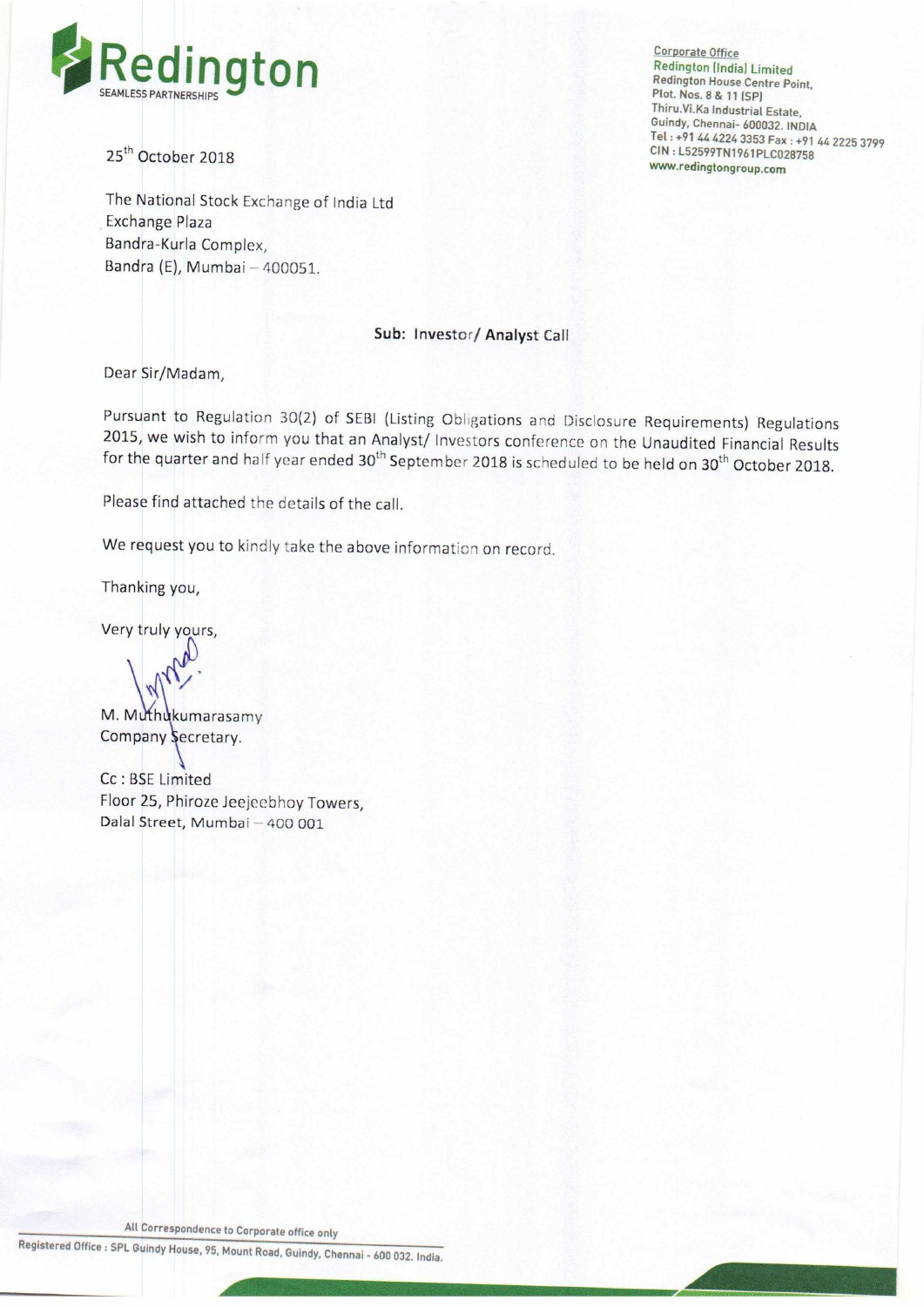**Redington**
SEAMLESS PARTNERSHIPS

Corporate Office
Redington (India) Limited
Redington House Centre Point,
Plot. Nos. 8 & 11 (SP)
Thiru.Vi.Ka Industrial Estate,
Guindy, Chennai- 600032. INDIA
Tel : +91 44 4224 3353 Fax : +91 44 2225 3799
CIN : L52599TN1961PLC028758
www.redingtongroup.com

25th October 2018

The National Stock Exchange of India Ltd
Exchange Plaza
Bandra-Kurla Complex,
Bandra (E), Mumbai – 400051.

**Sub: Investor/ Analyst Call**

Dear Sir/Madam,

Pursuant to Regulation 30(2) of SEBI (Listing Obligations and Disclosure Requirements) Regulations 2015, we wish to inform you that an Analyst/ Investors conference on the Unaudited Financial Results for the quarter and half year ended 30th September 2018 is scheduled to be held on 30th October 2018.

Please find attached the details of the call.

We request you to kindly take the above information on record.

Thanking you,

Very truly yours,

M. Muthukumarasamy
Company Secretary.

Cc : BSE Limited
Floor 25, Phiroze Jeejeebhoy Towers,
Dalal Street, Mumbai – 400 001

All Correspondence to Corporate office only

Registered Office : SPL Guindy House, 95, Mount Road, Guindy, Chennai - 600 032. India.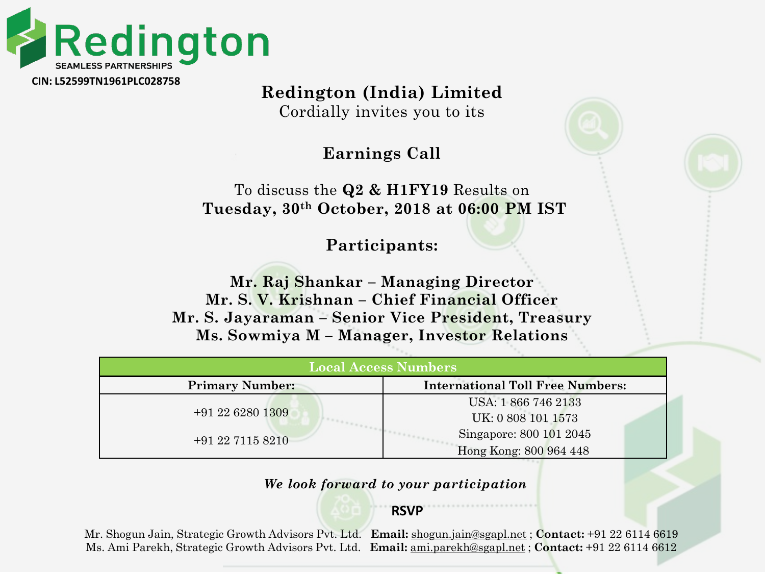Redington

SEAMLESS PARTNERSHIPS

CIN: L52599TN1961PLC028758

# Redington (India) Limited

Cordially invites you to its

## Earnings Call

To discuss the **Q2 & H1FY19** Results on

**Tuesday, 30th October, 2018 at 06:00 PM IST**

### Participants:

**Mr. Raj Shankar – Managing Director**
**Mr. S. V. Krishnan – Chief Financial Officer**
**Mr. S. Jayaraman – Senior Vice President, Treasury**
**Ms. Sowmiya M – Manager, Investor Relations**

| Local Access Numbers | |
|---|---|
| **Primary Number:** | **International Toll Free Numbers:** |
| +91 22 6280 1309<br>+91 22 7115 8210 | USA: 1 866 746 2133<br>UK: 0 808 101 1573<br>Singapore: 800 101 2045<br>Hong Kong: 800 964 448 |

***We look forward to your participation***

**RSVP**

Mr. Shogun Jain, Strategic Growth Advisors Pvt. Ltd. **Email:** shogun.jain@sgapl.net ; **Contact:** +91 22 6114 6619
Ms. Ami Parekh, Strategic Growth Advisors Pvt. Ltd. **Email:** ami.parekh@sgapl.net ; **Contact:** +91 22 6114 6612